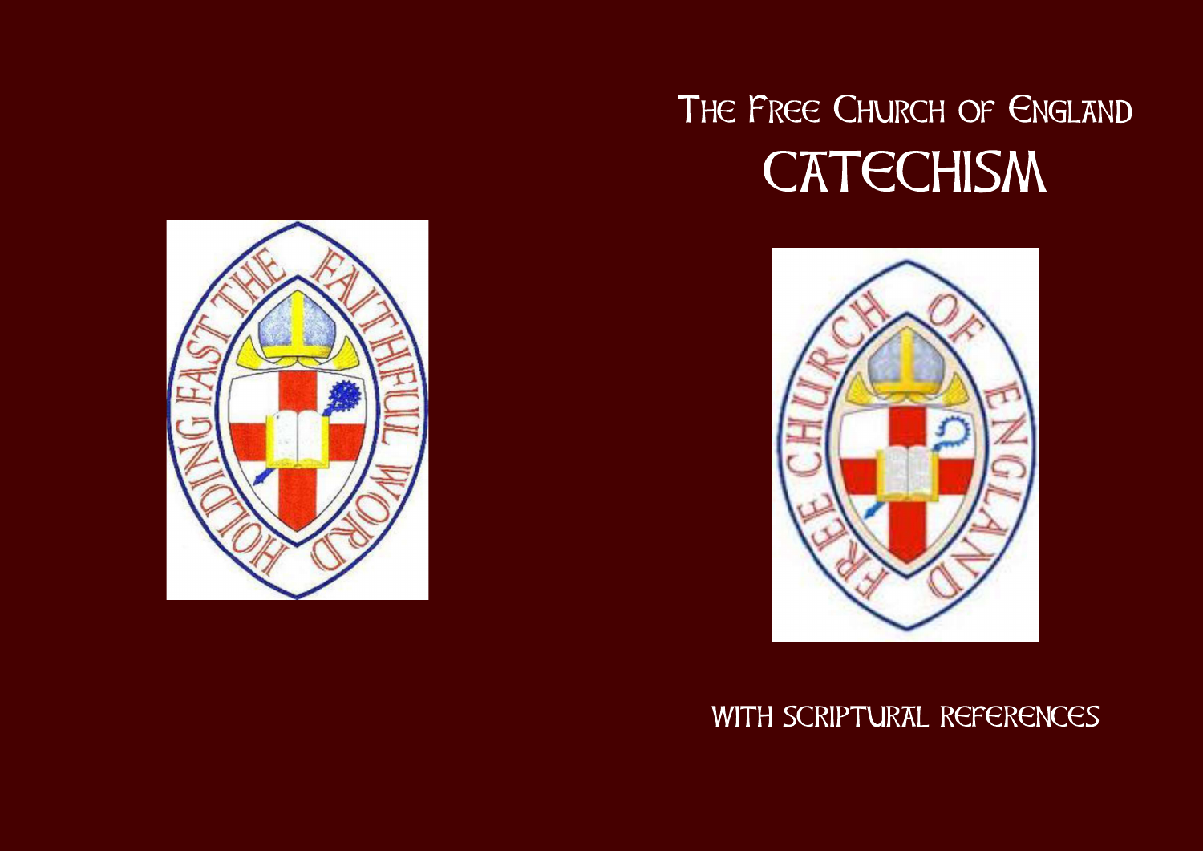# The Free Church of England

# CATECHISM

WITH SCRIPTURAL REFERENCES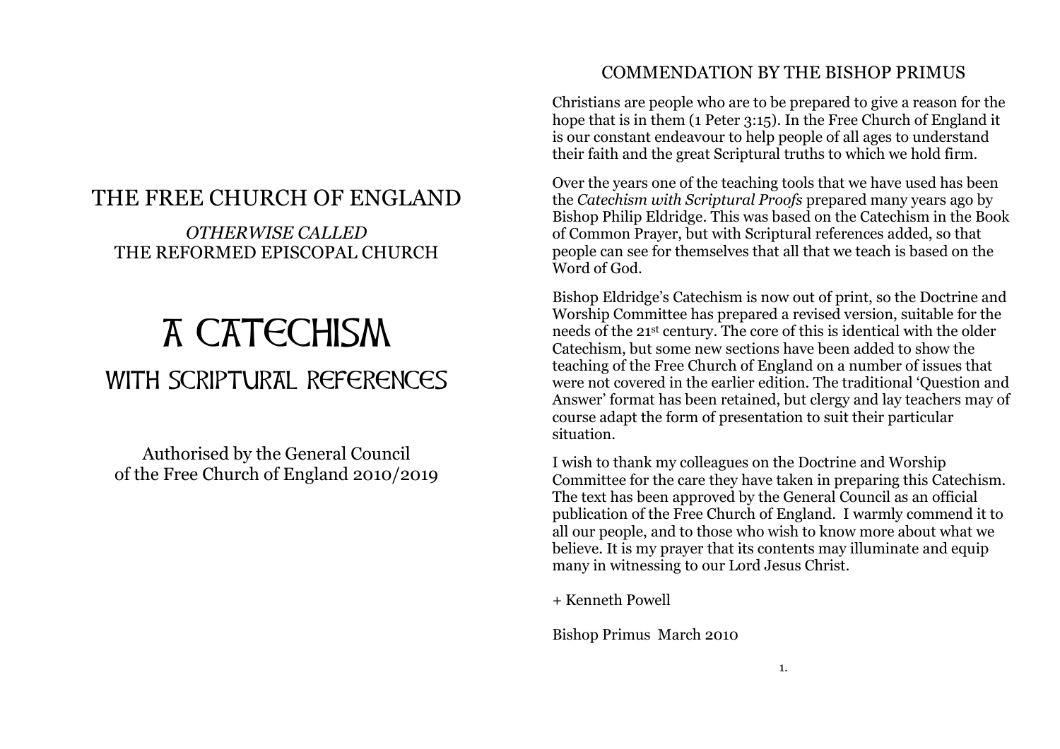# THE FREE CHURCH OF ENGLAND

*OTHERWISE CALLED*
THE REFORMED EPISCOPAL CHURCH

# A CATECHISM

## WITH SCRIPTURAL REFERENCES

Authorised by the General Council
of the Free Church of England 2010/2019

## COMMENDATION BY THE BISHOP PRIMUS

Christians are people who are to be prepared to give a reason for the hope that is in them (1 Peter 3:15). In the Free Church of England it is our constant endeavour to help people of all ages to understand their faith and the great Scriptural truths to which we hold firm.

Over the years one of the teaching tools that we have used has been the *Catechism with Scriptural Proofs* prepared many years ago by Bishop Philip Eldridge. This was based on the Catechism in the Book of Common Prayer, but with Scriptural references added, so that people can see for themselves that all that we teach is based on the Word of God.

Bishop Eldridge's Catechism is now out of print, so the Doctrine and Worship Committee has prepared a revised version, suitable for the needs of the 21st century. The core of this is identical with the older Catechism, but some new sections have been added to show the teaching of the Free Church of England on a number of issues that were not covered in the earlier edition. The traditional 'Question and Answer' format has been retained, but clergy and lay teachers may of course adapt the form of presentation to suit their particular situation.

I wish to thank my colleagues on the Doctrine and Worship Committee for the care they have taken in preparing this Catechism. The text has been approved by the General Council as an official publication of the Free Church of England. I warmly commend it to all our people, and to those who wish to know more about what we believe. It is my prayer that its contents may illuminate and equip many in witnessing to our Lord Jesus Christ.

+ Kenneth Powell

Bishop Primus March 2010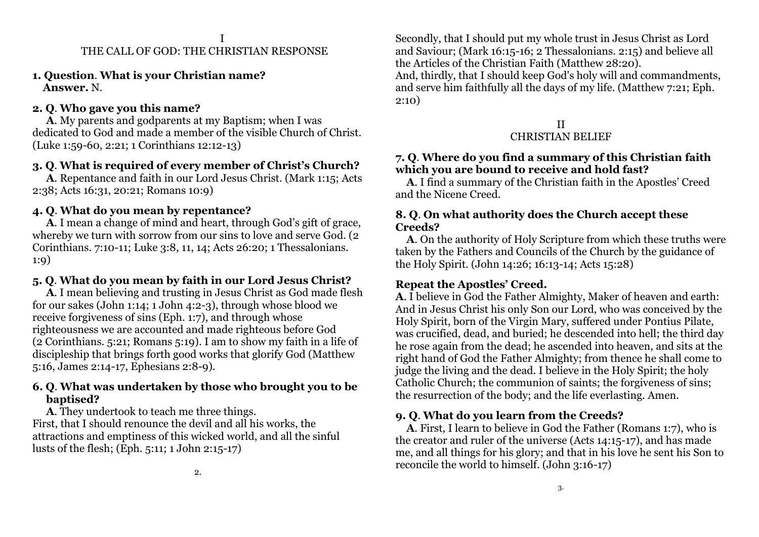## I
## THE CALL OF GOD: THE CHRISTIAN RESPONSE

**1. Question**. **What is your Christian name?**
**Answer.** N.

**2. Q**. **Who gave you this name?**
**A**. My parents and godparents at my Baptism; when I was dedicated to God and made a member of the visible Church of Christ. (Luke 1:59-60, 2:21; 1 Corinthians 12:12-13)

**3. Q**. **What is required of every member of Christ's Church?**
**A**. Repentance and faith in our Lord Jesus Christ. (Mark 1:15; Acts 2:38; Acts 16:31, 20:21; Romans 10:9)

**4. Q**. **What do you mean by repentance?**
**A**. I mean a change of mind and heart, through God's gift of grace, whereby we turn with sorrow from our sins to love and serve God. (2 Corinthians. 7:10-11; Luke 3:8, 11, 14; Acts 26:20; 1 Thessalonians. 1:9)

**5. Q**. **What do you mean by faith in our Lord Jesus Christ?**
**A**. I mean believing and trusting in Jesus Christ as God made flesh for our sakes (John 1:14; 1 John 4:2-3), through whose blood we receive forgiveness of sins (Eph. 1:7), and through whose righteousness we are accounted and made righteous before God (2 Corinthians. 5:21; Romans 5:19). I am to show my faith in a life of discipleship that brings forth good works that glorify God (Matthew 5:16, James 2:14-17, Ephesians 2:8-9).

**6. Q**. **What was undertaken by those who brought you to be baptised?**
**A**. They undertook to teach me three things.
First, that I should renounce the devil and all his works, the attractions and emptiness of this wicked world, and all the sinful lusts of the flesh; (Eph. 5:11; 1 John 2:15-17)

Secondly, that I should put my whole trust in Jesus Christ as Lord and Saviour; (Mark 16:15-16; 2 Thessalonians. 2:15) and believe all the Articles of the Christian Faith (Matthew 28:20).
And, thirdly, that I should keep God's holy will and commandments, and serve him faithfully all the days of my life. (Matthew 7:21; Eph. 2:10)

## II
## CHRISTIAN BELIEF

**7. Q**. **Where do you find a summary of this Christian faith which you are bound to receive and hold fast?**
**A**. I find a summary of the Christian faith in the Apostles' Creed and the Nicene Creed.

**8. Q**. **On what authority does the Church accept these Creeds?**
**A**. On the authority of Holy Scripture from which these truths were taken by the Fathers and Councils of the Church by the guidance of the Holy Spirit. (John 14:26; 16:13-14; Acts 15:28)

**Repeat the Apostles' Creed.**
**A**. I believe in God the Father Almighty, Maker of heaven and earth: And in Jesus Christ his only Son our Lord, who was conceived by the Holy Spirit, born of the Virgin Mary, suffered under Pontius Pilate, was crucified, dead, and buried; he descended into hell; the third day he rose again from the dead; he ascended into heaven, and sits at the right hand of God the Father Almighty; from thence he shall come to judge the living and the dead. I believe in the Holy Spirit; the holy Catholic Church; the communion of saints; the forgiveness of sins; the resurrection of the body; and the life everlasting. Amen.

**9. Q**. **What do you learn from the Creeds?**
**A**. First, I learn to believe in God the Father (Romans 1:7), who is the creator and ruler of the universe (Acts 14:15-17), and has made me, and all things for his glory; and that in his love he sent his Son to reconcile the world to himself. (John 3:16-17)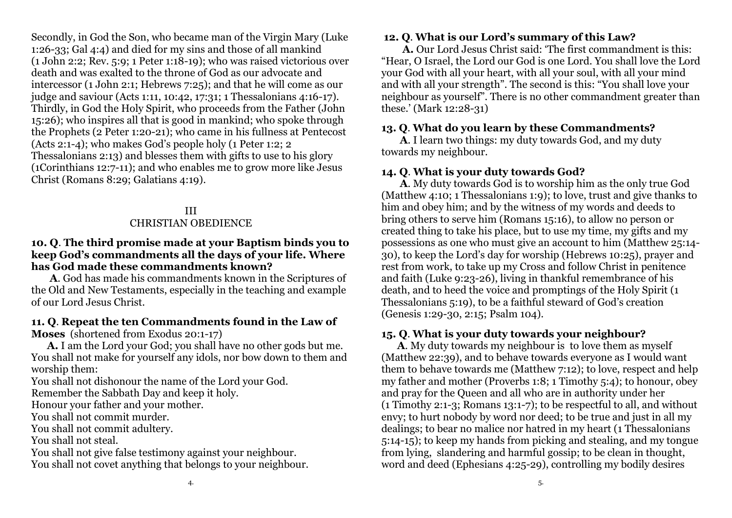Secondly, in God the Son, who became man of the Virgin Mary (Luke 1:26-33; Gal 4:4) and died for my sins and those of all mankind (1 John 2:2; Rev. 5:9; 1 Peter 1:18-19); who was raised victorious over death and was exalted to the throne of God as our advocate and intercessor (1 John 2:1; Hebrews 7:25); and that he will come as our judge and saviour (Acts 1:11, 10:42, 17:31; 1 Thessalonians 4:16-17). Thirdly, in God the Holy Spirit, who proceeds from the Father (John 15:26); who inspires all that is good in mankind; who spoke through the Prophets (2 Peter 1:20-21); who came in his fullness at Pentecost (Acts 2:1-4); who makes God's people holy (1 Peter 1:2; 2 Thessalonians 2:13) and blesses them with gifts to use to his glory (1Corinthians 12:7-11); and who enables me to grow more like Jesus Christ (Romans 8:29; Galatians 4:19).

## III
## CHRISTIAN OBEDIENCE

**10. Q**. **The third promise made at your Baptism binds you to keep God's commandments all the days of your life. Where has God made these commandments known?**

**A**. God has made his commandments known in the Scriptures of the Old and New Testaments, especially in the teaching and example of our Lord Jesus Christ.

**11. Q**. **Repeat the ten Commandments found in the Law of Moses** (shortened from Exodus 20:1-17)

**A.** I am the Lord your God; you shall have no other gods but me.
You shall not make for yourself any idols, nor bow down to them and worship them:
You shall not dishonour the name of the Lord your God.
Remember the Sabbath Day and keep it holy.
Honour your father and your mother.
You shall not commit murder.
You shall not commit adultery.
You shall not steal.
You shall not give false testimony against your neighbour.
You shall not covet anything that belongs to your neighbour.

**12. Q**. **What is our Lord's summary of this Law?**

**A.** Our Lord Jesus Christ said: 'The first commandment is this: "Hear, O Israel, the Lord our God is one Lord. You shall love the Lord your God with all your heart, with all your soul, with all your mind and with all your strength". The second is this: "You shall love your neighbour as yourself". There is no other commandment greater than these.' (Mark 12:28-31)

**13. Q**. **What do you learn by these Commandments?**

**A**. I learn two things: my duty towards God, and my duty towards my neighbour.

**14. Q**. **What is your duty towards God?**

**A**. My duty towards God is to worship him as the only true God (Matthew 4:10; 1 Thessalonians 1:9); to love, trust and give thanks to him and obey him; and by the witness of my words and deeds to bring others to serve him (Romans 15:16), to allow no person or created thing to take his place, but to use my time, my gifts and my possessions as one who must give an account to him (Matthew 25:14-30), to keep the Lord's day for worship (Hebrews 10:25), prayer and rest from work, to take up my Cross and follow Christ in penitence and faith (Luke 9:23-26), living in thankful remembrance of his death, and to heed the voice and promptings of the Holy Spirit (1 Thessalonians 5:19), to be a faithful steward of God's creation (Genesis 1:29-30, 2:15; Psalm 104).

**15. Q**. **What is your duty towards your neighbour?**

**A**. My duty towards my neighbour is to love them as myself (Matthew 22:39), and to behave towards everyone as I would want them to behave towards me (Matthew 7:12); to love, respect and help my father and mother (Proverbs 1:8; 1 Timothy 5:4); to honour, obey and pray for the Queen and all who are in authority under her (1 Timothy 2:1-3; Romans 13:1-7); to be respectful to all, and without envy; to hurt nobody by word nor deed; to be true and just in all my dealings; to bear no malice nor hatred in my heart (1 Thessalonians 5:14-15); to keep my hands from picking and stealing, and my tongue from lying, slandering and harmful gossip; to be clean in thought, word and deed (Ephesians 4:25-29), controlling my bodily desires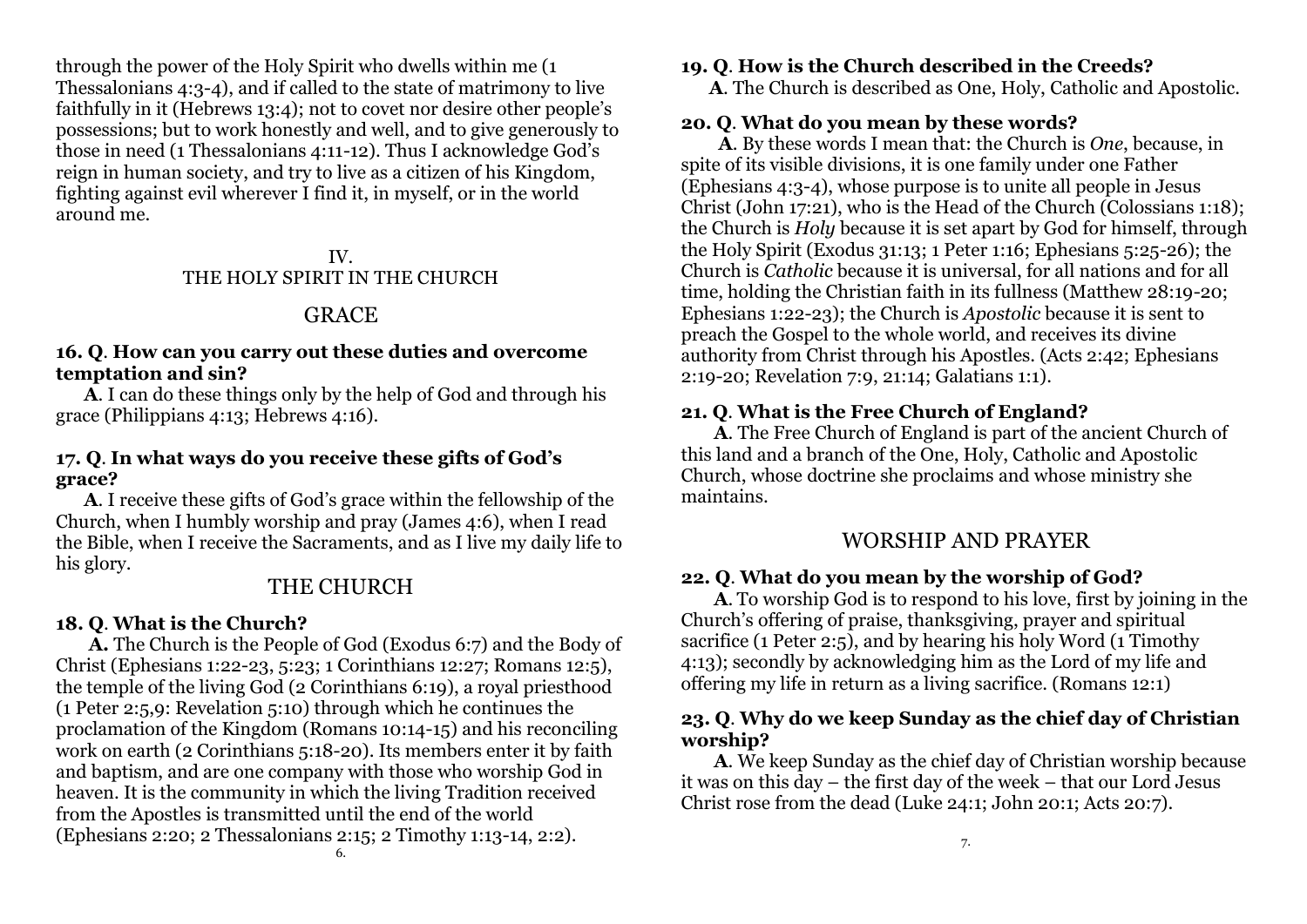through the power of the Holy Spirit who dwells within me (1 Thessalonians 4:3-4), and if called to the state of matrimony to live faithfully in it (Hebrews 13:4); not to covet nor desire other people's possessions; but to work honestly and well, and to give generously to those in need (1 Thessalonians 4:11-12). Thus I acknowledge God's reign in human society, and try to live as a citizen of his Kingdom, fighting against evil wherever I find it, in myself, or in the world around me.

# IV.
# THE HOLY SPIRIT IN THE CHURCH

## GRACE

**16. Q**. **How can you carry out these duties and overcome temptation and sin?**

**A**. I can do these things only by the help of God and through his grace (Philippians 4:13; Hebrews 4:16).

**17. Q**. **In what ways do you receive these gifts of God's grace?**

**A**. I receive these gifts of God's grace within the fellowship of the Church, when I humbly worship and pray (James 4:6), when I read the Bible, when I receive the Sacraments, and as I live my daily life to his glory.

## THE CHURCH

**18. Q**. **What is the Church?**

**A.** The Church is the People of God (Exodus 6:7) and the Body of Christ (Ephesians 1:22-23, 5:23; 1 Corinthians 12:27; Romans 12:5), the temple of the living God (2 Corinthians 6:19), a royal priesthood (1 Peter 2:5,9: Revelation 5:10) through which he continues the proclamation of the Kingdom (Romans 10:14-15) and his reconciling work on earth (2 Corinthians 5:18-20). Its members enter it by faith and baptism, and are one company with those who worship God in heaven. It is the community in which the living Tradition received from the Apostles is transmitted until the end of the world (Ephesians 2:20; 2 Thessalonians 2:15; 2 Timothy 1:13-14, 2:2).

**19. Q**. **How is the Church described in the Creeds?**

**A**. The Church is described as One, Holy, Catholic and Apostolic.

**20. Q**. **What do you mean by these words?**

**A**. By these words I mean that: the Church is *One*, because, in spite of its visible divisions, it is one family under one Father (Ephesians 4:3-4), whose purpose is to unite all people in Jesus Christ (John 17:21), who is the Head of the Church (Colossians 1:18); the Church is *Holy* because it is set apart by God for himself, through the Holy Spirit (Exodus 31:13; 1 Peter 1:16; Ephesians 5:25-26); the Church is *Catholic* because it is universal, for all nations and for all time, holding the Christian faith in its fullness (Matthew 28:19-20; Ephesians 1:22-23); the Church is *Apostolic* because it is sent to preach the Gospel to the whole world, and receives its divine authority from Christ through his Apostles. (Acts 2:42; Ephesians 2:19-20; Revelation 7:9, 21:14; Galatians 1:1).

**21. Q**. **What is the Free Church of England?**

**A**. The Free Church of England is part of the ancient Church of this land and a branch of the One, Holy, Catholic and Apostolic Church, whose doctrine she proclaims and whose ministry she maintains.

## WORSHIP AND PRAYER

**22. Q**. **What do you mean by the worship of God?**

**A**. To worship God is to respond to his love, first by joining in the Church's offering of praise, thanksgiving, prayer and spiritual sacrifice (1 Peter 2:5), and by hearing his holy Word (1 Timothy 4:13); secondly by acknowledging him as the Lord of my life and offering my life in return as a living sacrifice. (Romans 12:1)

**23. Q**. **Why do we keep Sunday as the chief day of Christian worship?**

**A**. We keep Sunday as the chief day of Christian worship because it was on this day – the first day of the week – that our Lord Jesus Christ rose from the dead (Luke 24:1; John 20:1; Acts 20:7).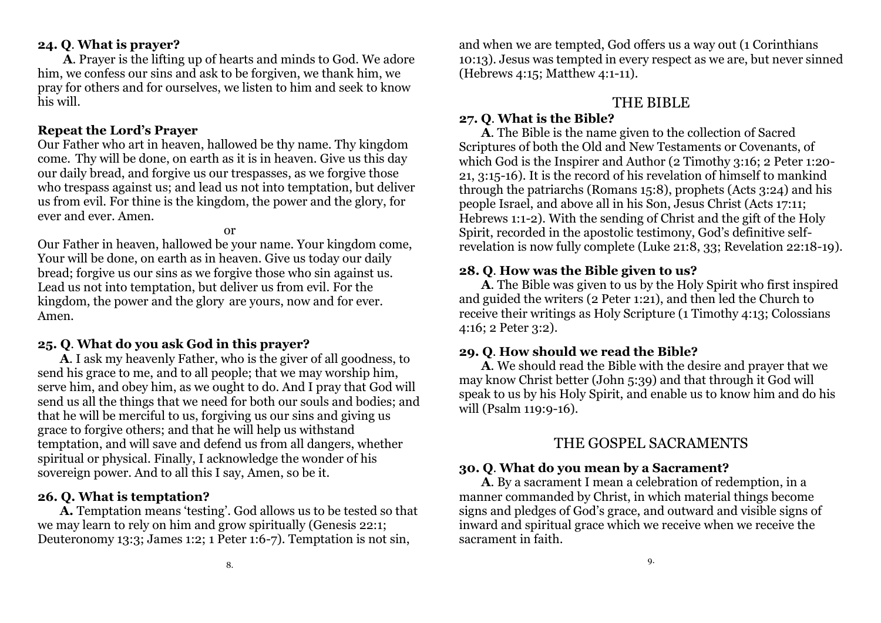**24. Q**. **What is prayer?**

**A**. Prayer is the lifting up of hearts and minds to God. We adore him, we confess our sins and ask to be forgiven, we thank him, we pray for others and for ourselves, we listen to him and seek to know his will.

**Repeat the Lord's Prayer**

Our Father who art in heaven, hallowed be thy name. Thy kingdom come. Thy will be done, on earth as it is in heaven. Give us this day our daily bread, and forgive us our trespasses, as we forgive those who trespass against us; and lead us not into temptation, but deliver us from evil. For thine is the kingdom, the power and the glory, for ever and ever. Amen.

or

Our Father in heaven, hallowed be your name. Your kingdom come, Your will be done, on earth as in heaven. Give us today our daily bread; forgive us our sins as we forgive those who sin against us. Lead us not into temptation, but deliver us from evil. For the kingdom, the power and the glory are yours, now and for ever. Amen.

**25. Q**. **What do you ask God in this prayer?**

**A**. I ask my heavenly Father, who is the giver of all goodness, to send his grace to me, and to all people; that we may worship him, serve him, and obey him, as we ought to do. And I pray that God will send us all the things that we need for both our souls and bodies; and that he will be merciful to us, forgiving us our sins and giving us grace to forgive others; and that he will help us withstand temptation, and will save and defend us from all dangers, whether spiritual or physical. Finally, I acknowledge the wonder of his sovereign power. And to all this I say, Amen, so be it.

**26. Q. What is temptation?**

**A.** Temptation means 'testing'. God allows us to be tested so that we may learn to rely on him and grow spiritually (Genesis 22:1; Deuteronomy 13:3; James 1:2; 1 Peter 1:6-7). Temptation is not sin, and when we are tempted, God offers us a way out (1 Corinthians 10:13). Jesus was tempted in every respect as we are, but never sinned (Hebrews 4:15; Matthew 4:1-11).

## THE BIBLE

**27. Q**. **What is the Bible?**

**A**. The Bible is the name given to the collection of Sacred Scriptures of both the Old and New Testaments or Covenants, of which God is the Inspirer and Author (2 Timothy 3:16; 2 Peter 1:20-21, 3:15-16). It is the record of his revelation of himself to mankind through the patriarchs (Romans 15:8), prophets (Acts 3:24) and his people Israel, and above all in his Son, Jesus Christ (Acts 17:11; Hebrews 1:1-2). With the sending of Christ and the gift of the Holy Spirit, recorded in the apostolic testimony, God's definitive self-revelation is now fully complete (Luke 21:8, 33; Revelation 22:18-19).

**28. Q**. **How was the Bible given to us?**

**A**. The Bible was given to us by the Holy Spirit who first inspired and guided the writers (2 Peter 1:21), and then led the Church to receive their writings as Holy Scripture (1 Timothy 4:13; Colossians 4:16; 2 Peter 3:2).

**29. Q**. **How should we read the Bible?**

**A**. We should read the Bible with the desire and prayer that we may know Christ better (John 5:39) and that through it God will speak to us by his Holy Spirit, and enable us to know him and do his will (Psalm 119:9-16).

## THE GOSPEL SACRAMENTS

**30. Q**. **What do you mean by a Sacrament?**

**A**. By a sacrament I mean a celebration of redemption, in a manner commanded by Christ, in which material things become signs and pledges of God's grace, and outward and visible signs of inward and spiritual grace which we receive when we receive the sacrament in faith.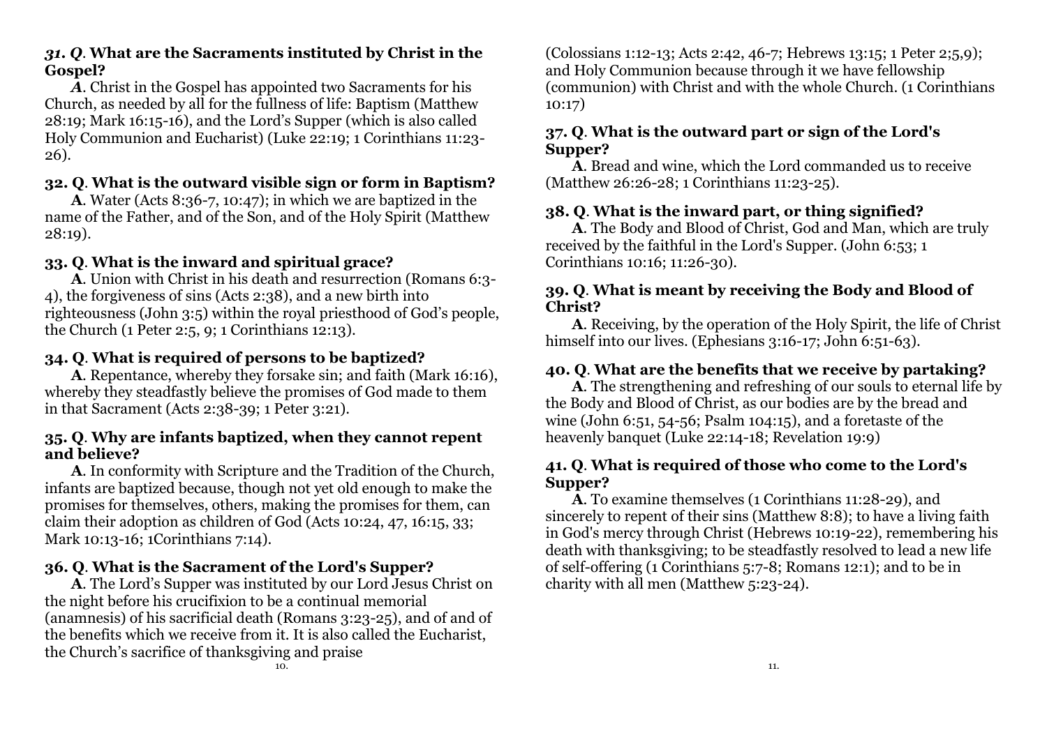***31. Q*. What are the Sacraments instituted by Christ in the Gospel?**

*A*. Christ in the Gospel has appointed two Sacraments for his Church, as needed by all for the fullness of life: Baptism (Matthew 28:19; Mark 16:15-16), and the Lord's Supper (which is also called Holy Communion and Eucharist) (Luke 22:19; 1 Corinthians 11:23-26).

**32. Q. What is the outward visible sign or form in Baptism?**

**A**. Water (Acts 8:36-7, 10:47); in which we are baptized in the name of the Father, and of the Son, and of the Holy Spirit (Matthew 28:19).

**33. Q. What is the inward and spiritual grace?**

**A**. Union with Christ in his death and resurrection (Romans 6:3-4), the forgiveness of sins (Acts 2:38), and a new birth into righteousness (John 3:5) within the royal priesthood of God's people, the Church (1 Peter 2:5, 9; 1 Corinthians 12:13).

**34. Q. What is required of persons to be baptized?**

**A**. Repentance, whereby they forsake sin; and faith (Mark 16:16), whereby they steadfastly believe the promises of God made to them in that Sacrament (Acts 2:38-39; 1 Peter 3:21).

**35. Q. Why are infants baptized, when they cannot repent and believe?**

**A**. In conformity with Scripture and the Tradition of the Church, infants are baptized because, though not yet old enough to make the promises for themselves, others, making the promises for them, can claim their adoption as children of God (Acts 10:24, 47, 16:15, 33; Mark 10:13-16; 1Corinthians 7:14).

**36. Q. What is the Sacrament of the Lord's Supper?**

**A**. The Lord's Supper was instituted by our Lord Jesus Christ on the night before his crucifixion to be a continual memorial (anamnesis) of his sacrificial death (Romans 3:23-25), and of and of the benefits which we receive from it. It is also called the Eucharist, the Church's sacrifice of thanksgiving and praise (Colossians 1:12-13; Acts 2:42, 46-7; Hebrews 13:15; 1 Peter 2;5,9); and Holy Communion because through it we have fellowship (communion) with Christ and with the whole Church. (1 Corinthians 10:17)

**37. Q. What is the outward part or sign of the Lord's Supper?**

**A**. Bread and wine, which the Lord commanded us to receive (Matthew 26:26-28; 1 Corinthians 11:23-25).

**38. Q. What is the inward part, or thing signified?**

**A**. The Body and Blood of Christ, God and Man, which are truly received by the faithful in the Lord's Supper. (John 6:53; 1 Corinthians 10:16; 11:26-30).

**39. Q. What is meant by receiving the Body and Blood of Christ?**

**A**. Receiving, by the operation of the Holy Spirit, the life of Christ himself into our lives. (Ephesians 3:16-17; John 6:51-63).

**40. Q. What are the benefits that we receive by partaking?**

**A**. The strengthening and refreshing of our souls to eternal life by the Body and Blood of Christ, as our bodies are by the bread and wine (John 6:51, 54-56; Psalm 104:15), and a foretaste of the heavenly banquet (Luke 22:14-18; Revelation 19:9)

**41. Q. What is required of those who come to the Lord's Supper?**

**A**. To examine themselves (1 Corinthians 11:28-29), and sincerely to repent of their sins (Matthew 8:8); to have a living faith in God's mercy through Christ (Hebrews 10:19-22), remembering his death with thanksgiving; to be steadfastly resolved to lead a new life of self-offering (1 Corinthians 5:7-8; Romans 12:1); and to be in charity with all men (Matthew 5:23-24).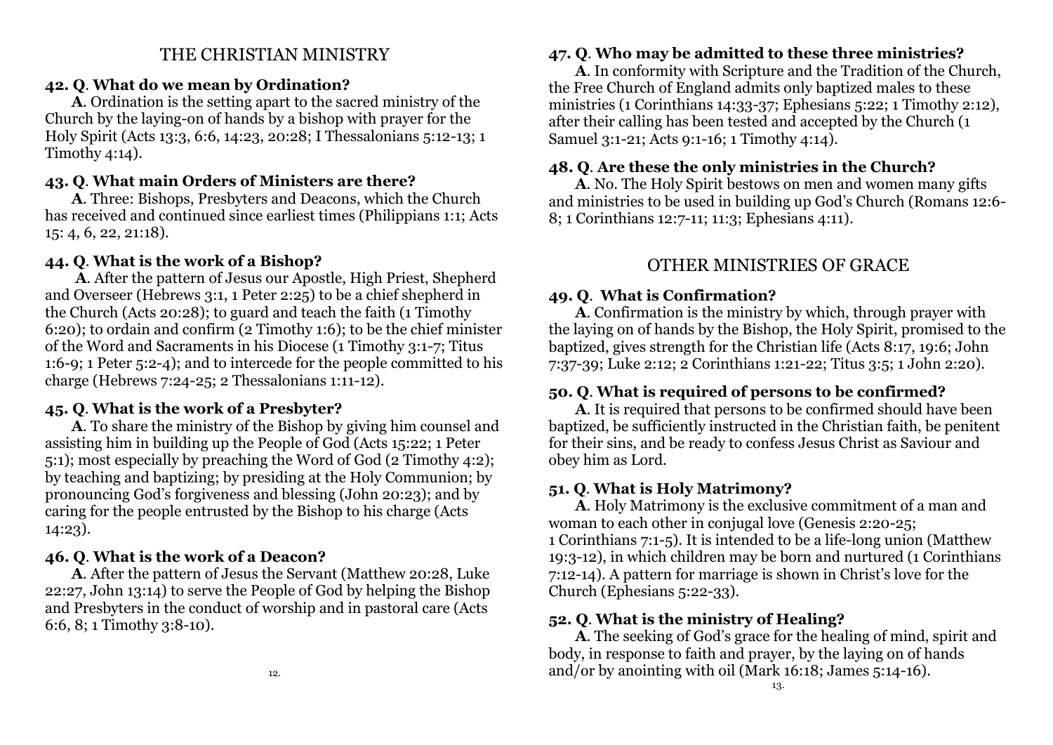## THE CHRISTIAN MINISTRY

### 42. Q. What do we mean by Ordination?

**A**. Ordination is the setting apart to the sacred ministry of the Church by the laying-on of hands by a bishop with prayer for the Holy Spirit (Acts 13:3, 6:6, 14:23, 20:28; I Thessalonians 5:12-13; 1 Timothy 4:14).

### 43. Q. What main Orders of Ministers are there?

**A**. Three: Bishops, Presbyters and Deacons, which the Church has received and continued since earliest times (Philippians 1:1; Acts 15: 4, 6, 22, 21:18).

### 44. Q. What is the work of a Bishop?

**A**. After the pattern of Jesus our Apostle, High Priest, Shepherd and Overseer (Hebrews 3:1, 1 Peter 2:25) to be a chief shepherd in the Church (Acts 20:28); to guard and teach the faith (1 Timothy 6:20); to ordain and confirm (2 Timothy 1:6); to be the chief minister of the Word and Sacraments in his Diocese (1 Timothy 3:1-7; Titus 1:6-9; 1 Peter 5:2-4); and to intercede for the people committed to his charge (Hebrews 7:24-25; 2 Thessalonians 1:11-12).

### 45. Q. What is the work of a Presbyter?

**A**. To share the ministry of the Bishop by giving him counsel and assisting him in building up the People of God (Acts 15:22; 1 Peter 5:1); most especially by preaching the Word of God (2 Timothy 4:2); by teaching and baptizing; by presiding at the Holy Communion; by pronouncing God's forgiveness and blessing (John 20:23); and by caring for the people entrusted by the Bishop to his charge (Acts 14:23).

### 46. Q. What is the work of a Deacon?

**A**. After the pattern of Jesus the Servant (Matthew 20:28, Luke 22:27, John 13:14) to serve the People of God by helping the Bishop and Presbyters in the conduct of worship and in pastoral care (Acts 6:6, 8; 1 Timothy 3:8-10).

### 47. Q. Who may be admitted to these three ministries?

**A**. In conformity with Scripture and the Tradition of the Church, the Free Church of England admits only baptized males to these ministries (1 Corinthians 14:33-37; Ephesians 5:22; 1 Timothy 2:12), after their calling has been tested and accepted by the Church (1 Samuel 3:1-21; Acts 9:1-16; 1 Timothy 4:14).

### 48. Q. Are these the only ministries in the Church?

**A**. No. The Holy Spirit bestows on men and women many gifts and ministries to be used in building up God's Church (Romans 12:6-8; 1 Corinthians 12:7-11; 11:3; Ephesians 4:11).

## OTHER MINISTRIES OF GRACE

### 49. Q. What is Confirmation?

**A**. Confirmation is the ministry by which, through prayer with the laying on of hands by the Bishop, the Holy Spirit, promised to the baptized, gives strength for the Christian life (Acts 8:17, 19:6; John 7:37-39; Luke 2:12; 2 Corinthians 1:21-22; Titus 3:5; 1 John 2:20).

### 50. Q. What is required of persons to be confirmed?

**A**. It is required that persons to be confirmed should have been baptized, be sufficiently instructed in the Christian faith, be penitent for their sins, and be ready to confess Jesus Christ as Saviour and obey him as Lord.

### 51. Q. What is Holy Matrimony?

**A**. Holy Matrimony is the exclusive commitment of a man and woman to each other in conjugal love (Genesis 2:20-25; 1 Corinthians 7:1-5). It is intended to be a life-long union (Matthew 19:3-12), in which children may be born and nurtured (1 Corinthians 7:12-14). A pattern for marriage is shown in Christ's love for the Church (Ephesians 5:22-33).

### 52. Q. What is the ministry of Healing?

**A**. The seeking of God's grace for the healing of mind, spirit and body, in response to faith and prayer, by the laying on of hands and/or by anointing with oil (Mark 16:18; James 5:14-16).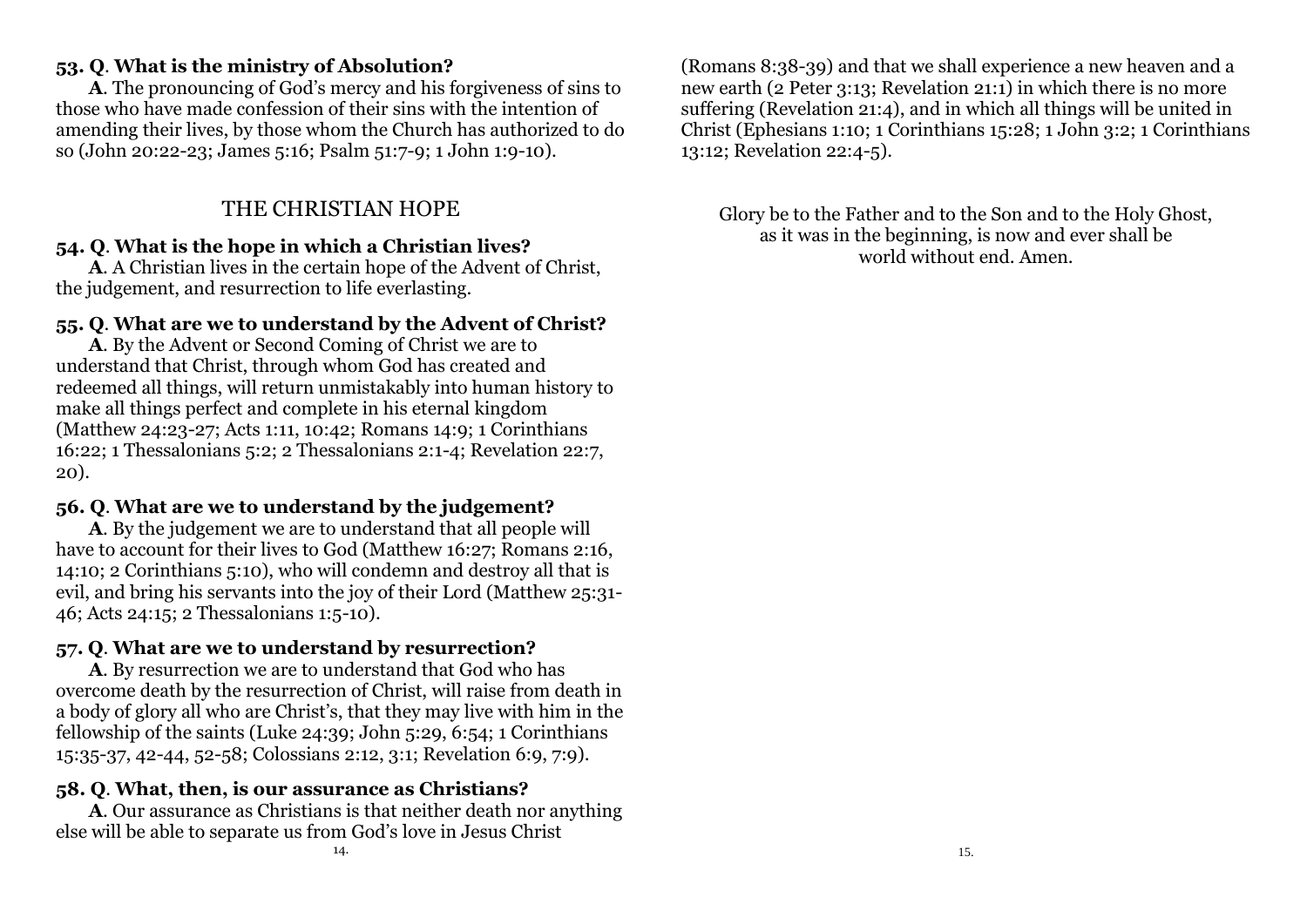**53. Q**. **What is the ministry of Absolution?**

**A**. The pronouncing of God's mercy and his forgiveness of sins to those who have made confession of their sins with the intention of amending their lives, by those whom the Church has authorized to do so (John 20:22-23; James 5:16; Psalm 51:7-9; 1 John 1:9-10).

## THE CHRISTIAN HOPE

**54. Q**. **What is the hope in which a Christian lives?**

**A**. A Christian lives in the certain hope of the Advent of Christ, the judgement, and resurrection to life everlasting.

**55. Q**. **What are we to understand by the Advent of Christ?**

**A**. By the Advent or Second Coming of Christ we are to understand that Christ, through whom God has created and redeemed all things, will return unmistakably into human history to make all things perfect and complete in his eternal kingdom (Matthew 24:23-27; Acts 1:11, 10:42; Romans 14:9; 1 Corinthians 16:22; 1 Thessalonians 5:2; 2 Thessalonians 2:1-4; Revelation 22:7, 20).

**56. Q**. **What are we to understand by the judgement?**

**A**. By the judgement we are to understand that all people will have to account for their lives to God (Matthew 16:27; Romans 2:16, 14:10; 2 Corinthians 5:10), who will condemn and destroy all that is evil, and bring his servants into the joy of their Lord (Matthew 25:31-46; Acts 24:15; 2 Thessalonians 1:5-10).

**57. Q**. **What are we to understand by resurrection?**

**A**. By resurrection we are to understand that God who has overcome death by the resurrection of Christ, will raise from death in a body of glory all who are Christ's, that they may live with him in the fellowship of the saints (Luke 24:39; John 5:29, 6:54; 1 Corinthians 15:35-37, 42-44, 52-58; Colossians 2:12, 3:1; Revelation 6:9, 7:9).

**58. Q**. **What, then, is our assurance as Christians?**

**A**. Our assurance as Christians is that neither death nor anything else will be able to separate us from God's love in Jesus Christ (Romans 8:38-39) and that we shall experience a new heaven and a new earth (2 Peter 3:13; Revelation 21:1) in which there is no more suffering (Revelation 21:4), and in which all things will be united in Christ (Ephesians 1:10; 1 Corinthians 15:28; 1 John 3:2; 1 Corinthians 13:12; Revelation 22:4-5).

Glory be to the Father and to the Son and to the Holy Ghost,
as it was in the beginning, is now and ever shall be
world without end. Amen.